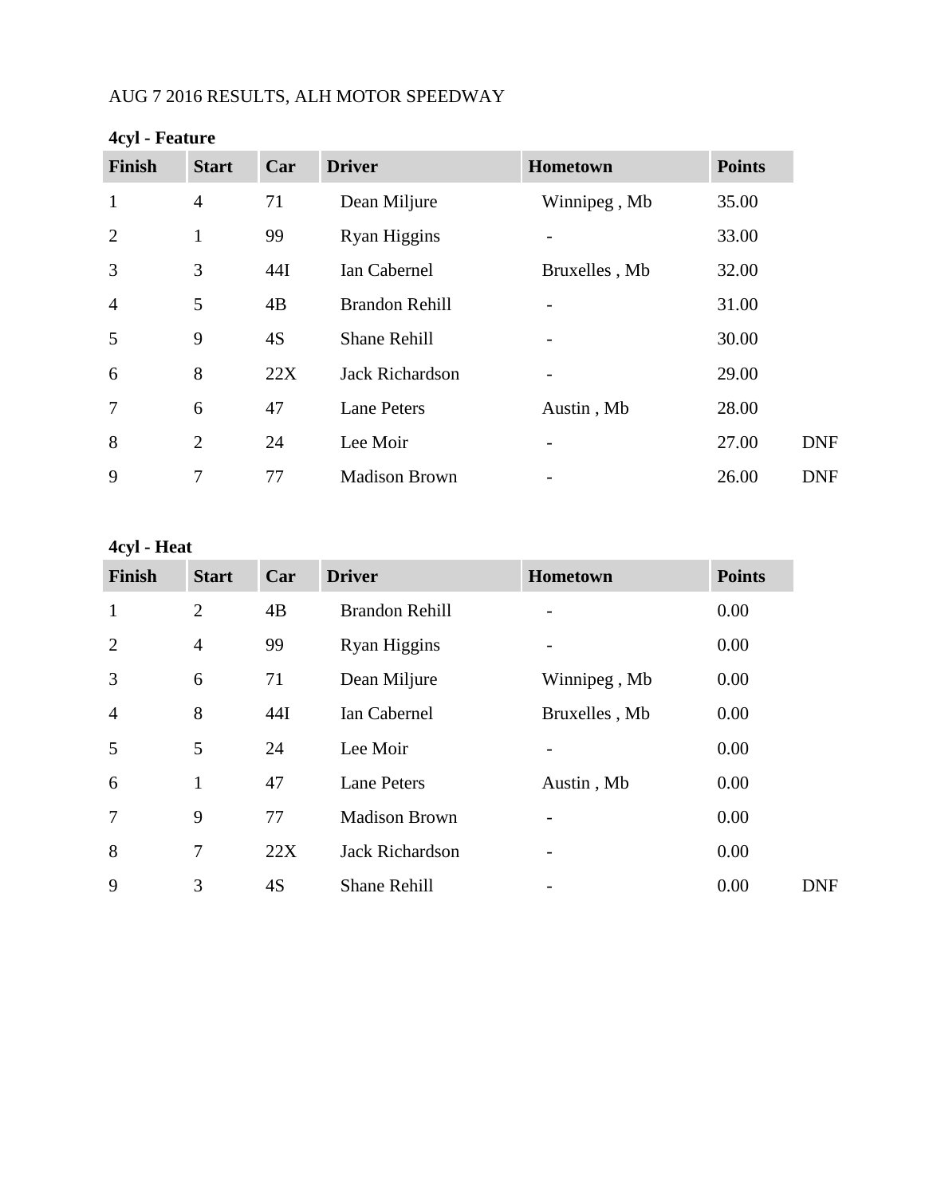AUG 7 2016 RESULTS, ALH MOTOR SPEEDWAY

**4cyl - Feature**

| Finish | Start | Car | Driver | Hometown | Points | |
|---|---|---|---|---|---|---|
| 1 | 4 | 71 | Dean Miljure | Winnipeg , Mb | 35.00 | |
| 2 | 1 | 99 | Ryan Higgins | - | 33.00 | |
| 3 | 3 | 44I | Ian Cabernel | Bruxelles , Mb | 32.00 | |
| 4 | 5 | 4B | Brandon Rehill | - | 31.00 | |
| 5 | 9 | 4S | Shane Rehill | - | 30.00 | |
| 6 | 8 | 22X | Jack Richardson | - | 29.00 | |
| 7 | 6 | 47 | Lane Peters | Austin , Mb | 28.00 | |
| 8 | 2 | 24 | Lee Moir | - | 27.00 | DNF |
| 9 | 7 | 77 | Madison Brown | - | 26.00 | DNF |

**4cyl - Heat**

| Finish | Start | Car | Driver | Hometown | Points | |
|---|---|---|---|---|---|---|
| 1 | 2 | 4B | Brandon Rehill | - | 0.00 | |
| 2 | 4 | 99 | Ryan Higgins | - | 0.00 | |
| 3 | 6 | 71 | Dean Miljure | Winnipeg , Mb | 0.00 | |
| 4 | 8 | 44I | Ian Cabernel | Bruxelles , Mb | 0.00 | |
| 5 | 5 | 24 | Lee Moir | - | 0.00 | |
| 6 | 1 | 47 | Lane Peters | Austin , Mb | 0.00 | |
| 7 | 9 | 77 | Madison Brown | - | 0.00 | |
| 8 | 7 | 22X | Jack Richardson | - | 0.00 | |
| 9 | 3 | 4S | Shane Rehill | - | 0.00 | DNF |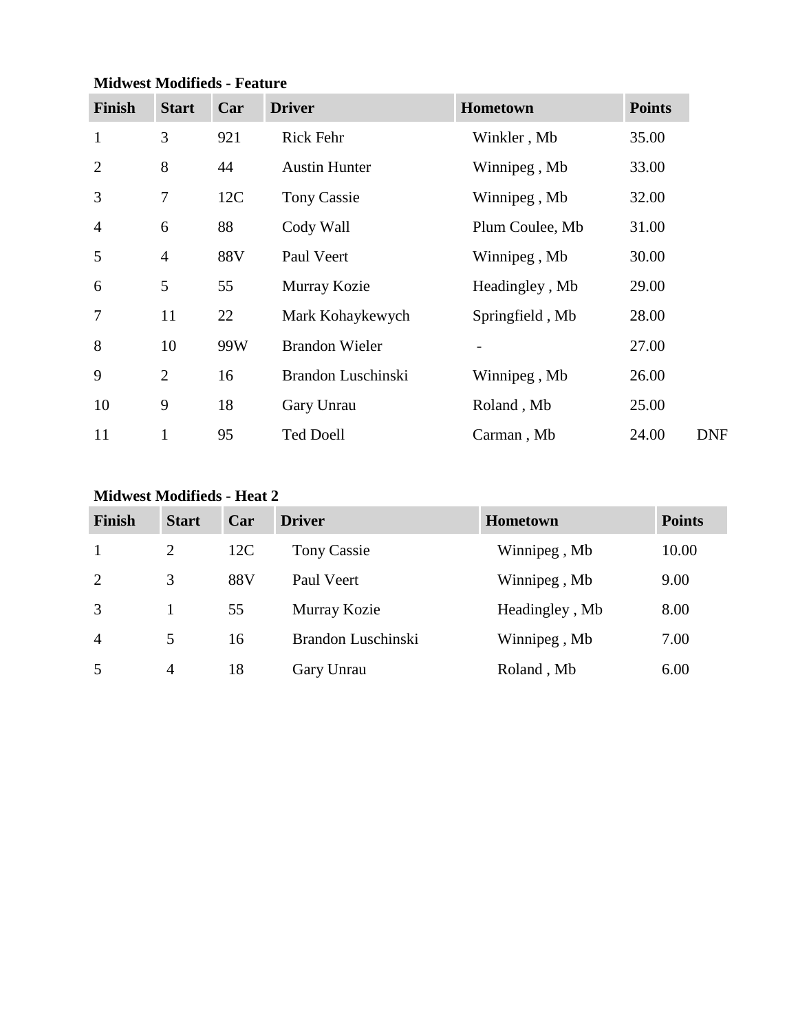**Midwest Modifieds - Feature**

| Finish | Start | Car | Driver | Hometown | Points | |
|---|---|---|---|---|---|---|
| 1 | 3 | 921 | Rick Fehr | Winkler , Mb | 35.00 | |
| 2 | 8 | 44 | Austin Hunter | Winnipeg , Mb | 33.00 | |
| 3 | 7 | 12C | Tony Cassie | Winnipeg , Mb | 32.00 | |
| 4 | 6 | 88 | Cody Wall | Plum Coulee, Mb | 31.00 | |
| 5 | 4 | 88V | Paul Veert | Winnipeg , Mb | 30.00 | |
| 6 | 5 | 55 | Murray Kozie | Headingley , Mb | 29.00 | |
| 7 | 11 | 22 | Mark Kohaykewych | Springfield , Mb | 28.00 | |
| 8 | 10 | 99W | Brandon Wieler | - | 27.00 | |
| 9 | 2 | 16 | Brandon Luschinski | Winnipeg , Mb | 26.00 | |
| 10 | 9 | 18 | Gary Unrau | Roland , Mb | 25.00 | |
| 11 | 1 | 95 | Ted Doell | Carman , Mb | 24.00 | DNF |

**Midwest Modifieds - Heat 2**

| Finish | Start | Car | Driver | Hometown | Points |
|---|---|---|---|---|---|
| 1 | 2 | 12C | Tony Cassie | Winnipeg , Mb | 10.00 |
| 2 | 3 | 88V | Paul Veert | Winnipeg , Mb | 9.00 |
| 3 | 1 | 55 | Murray Kozie | Headingley , Mb | 8.00 |
| 4 | 5 | 16 | Brandon Luschinski | Winnipeg , Mb | 7.00 |
| 5 | 4 | 18 | Gary Unrau | Roland , Mb | 6.00 |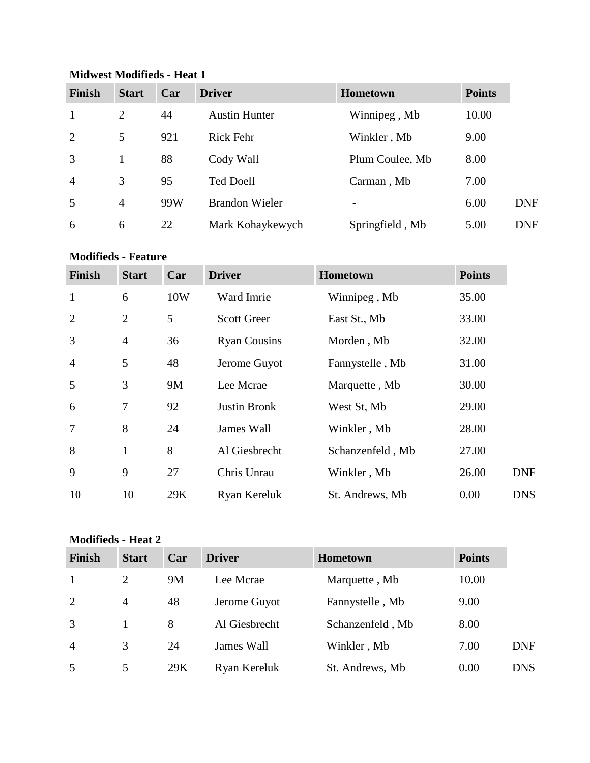**Midwest Modifieds - Heat 1**

| Finish | Start | Car | Driver | Hometown | Points | |
|---|---|---|---|---|---|---|
| 1 | 2 | 44 | Austin Hunter | Winnipeg , Mb | 10.00 | |
| 2 | 5 | 921 | Rick Fehr | Winkler , Mb | 9.00 | |
| 3 | 1 | 88 | Cody Wall | Plum Coulee, Mb | 8.00 | |
| 4 | 3 | 95 | Ted Doell | Carman , Mb | 7.00 | |
| 5 | 4 | 99W | Brandon Wieler | - | 6.00 | DNF |
| 6 | 6 | 22 | Mark Kohaykewych | Springfield , Mb | 5.00 | DNF |

**Modifieds - Feature**

| Finish | Start | Car | Driver | Hometown | Points | |
|---|---|---|---|---|---|---|
| 1 | 6 | 10W | Ward Imrie | Winnipeg , Mb | 35.00 | |
| 2 | 2 | 5 | Scott Greer | East St., Mb | 33.00 | |
| 3 | 4 | 36 | Ryan Cousins | Morden , Mb | 32.00 | |
| 4 | 5 | 48 | Jerome Guyot | Fannystelle , Mb | 31.00 | |
| 5 | 3 | 9M | Lee Mcrae | Marquette , Mb | 30.00 | |
| 6 | 7 | 92 | Justin Bronk | West St, Mb | 29.00 | |
| 7 | 8 | 24 | James Wall | Winkler , Mb | 28.00 | |
| 8 | 1 | 8 | Al Giesbrecht | Schanzenfeld , Mb | 27.00 | |
| 9 | 9 | 27 | Chris Unrau | Winkler , Mb | 26.00 | DNF |
| 10 | 10 | 29K | Ryan Kereluk | St. Andrews, Mb | 0.00 | DNS |

**Modifieds - Heat 2**

| Finish | Start | Car | Driver | Hometown | Points | |
|---|---|---|---|---|---|---|
| 1 | 2 | 9M | Lee Mcrae | Marquette , Mb | 10.00 | |
| 2 | 4 | 48 | Jerome Guyot | Fannystelle , Mb | 9.00 | |
| 3 | 1 | 8 | Al Giesbrecht | Schanzenfeld , Mb | 8.00 | |
| 4 | 3 | 24 | James Wall | Winkler , Mb | 7.00 | DNF |
| 5 | 5 | 29K | Ryan Kereluk | St. Andrews, Mb | 0.00 | DNS |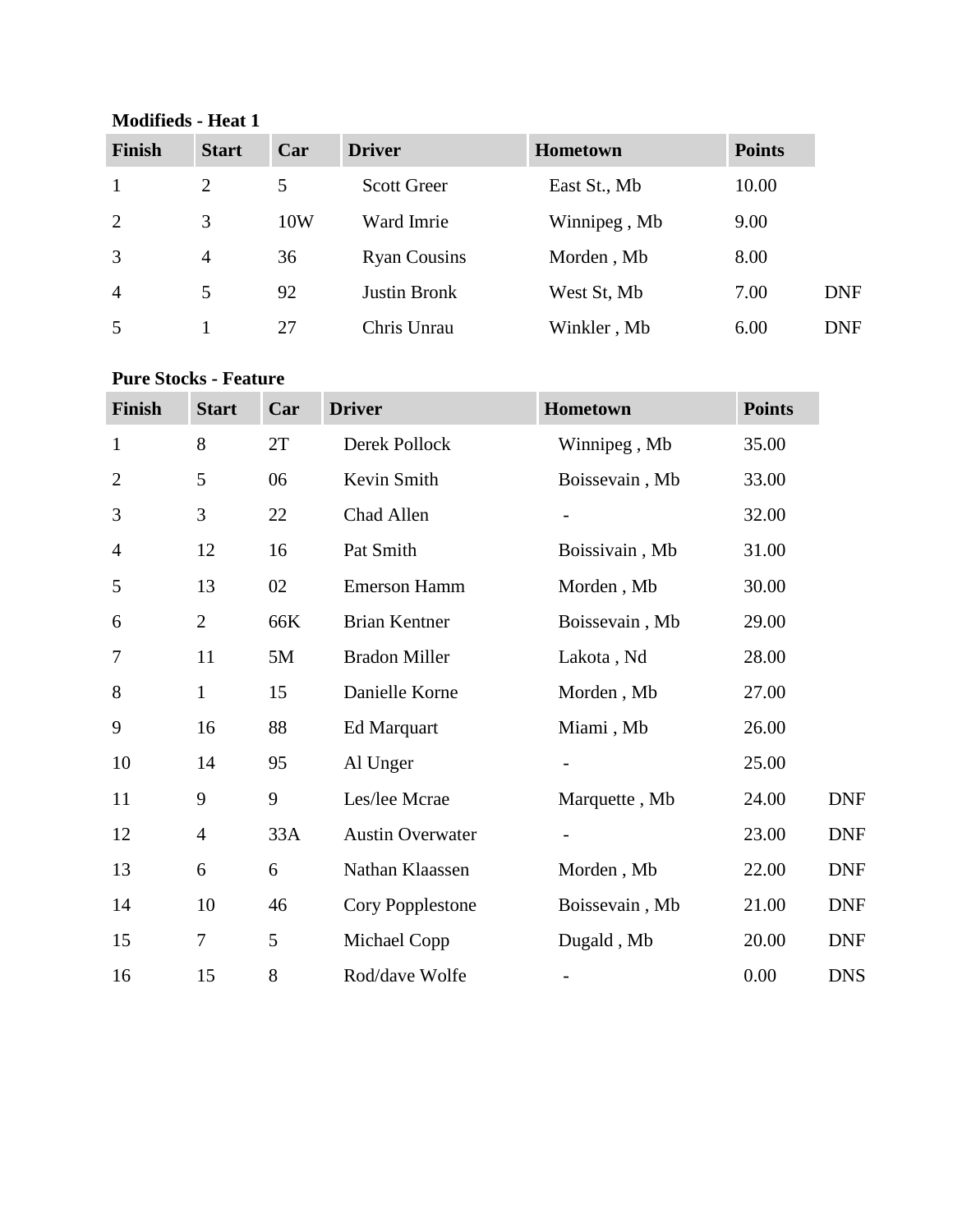**Modifieds - Heat 1**

| Finish | Start | Car | Driver | Hometown | Points | |
|---|---|---|---|---|---|---|
| 1 | 2 | 5 | Scott Greer | East St., Mb | 10.00 | |
| 2 | 3 | 10W | Ward Imrie | Winnipeg , Mb | 9.00 | |
| 3 | 4 | 36 | Ryan Cousins | Morden , Mb | 8.00 | |
| 4 | 5 | 92 | Justin Bronk | West St, Mb | 7.00 | DNF |
| 5 | 1 | 27 | Chris Unrau | Winkler , Mb | 6.00 | DNF |

**Pure Stocks - Feature**

| Finish | Start | Car | Driver | Hometown | Points | |
|---|---|---|---|---|---|---|
| 1 | 8 | 2T | Derek Pollock | Winnipeg , Mb | 35.00 | |
| 2 | 5 | 06 | Kevin Smith | Boissevain , Mb | 33.00 | |
| 3 | 3 | 22 | Chad Allen | - | 32.00 | |
| 4 | 12 | 16 | Pat Smith | Boissivain , Mb | 31.00 | |
| 5 | 13 | 02 | Emerson Hamm | Morden , Mb | 30.00 | |
| 6 | 2 | 66K | Brian Kentner | Boissevain , Mb | 29.00 | |
| 7 | 11 | 5M | Bradon Miller | Lakota , Nd | 28.00 | |
| 8 | 1 | 15 | Danielle Korne | Morden , Mb | 27.00 | |
| 9 | 16 | 88 | Ed Marquart | Miami , Mb | 26.00 | |
| 10 | 14 | 95 | Al Unger | - | 25.00 | |
| 11 | 9 | 9 | Les/lee Mcrae | Marquette , Mb | 24.00 | DNF |
| 12 | 4 | 33A | Austin Overwater | - | 23.00 | DNF |
| 13 | 6 | 6 | Nathan Klaassen | Morden , Mb | 22.00 | DNF |
| 14 | 10 | 46 | Cory Popplestone | Boissevain , Mb | 21.00 | DNF |
| 15 | 7 | 5 | Michael Copp | Dugald , Mb | 20.00 | DNF |
| 16 | 15 | 8 | Rod/dave Wolfe | - | 0.00 | DNS |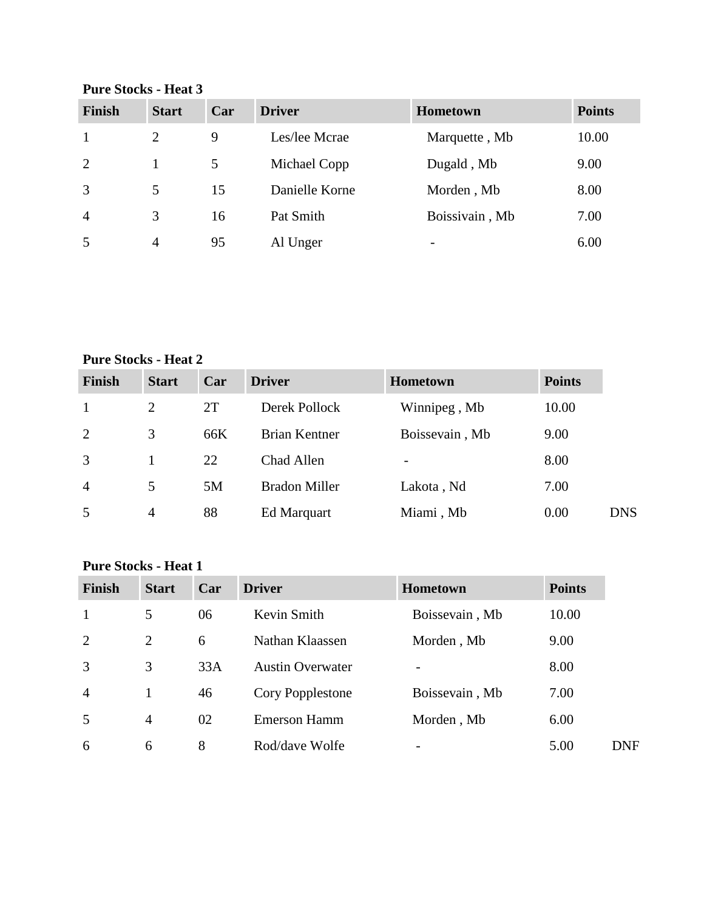**Pure Stocks - Heat 3**

| Finish | Start | Car | Driver | Hometown | Points |
|---|---|---|---|---|---|
| 1 | 2 | 9 | Les/lee Mcrae | Marquette , Mb | 10.00 |
| 2 | 1 | 5 | Michael Copp | Dugald , Mb | 9.00 |
| 3 | 5 | 15 | Danielle Korne | Morden , Mb | 8.00 |
| 4 | 3 | 16 | Pat Smith | Boissivain , Mb | 7.00 |
| 5 | 4 | 95 | Al Unger | - | 6.00 |

**Pure Stocks - Heat 2**

| Finish | Start | Car | Driver | Hometown | Points | |
|---|---|---|---|---|---|---|
| 1 | 2 | 2T | Derek Pollock | Winnipeg , Mb | 10.00 | |
| 2 | 3 | 66K | Brian Kentner | Boissevain , Mb | 9.00 | |
| 3 | 1 | 22 | Chad Allen | - | 8.00 | |
| 4 | 5 | 5M | Bradon Miller | Lakota , Nd | 7.00 | |
| 5 | 4 | 88 | Ed Marquart | Miami , Mb | 0.00 | DNS |

**Pure Stocks - Heat 1**

| Finish | Start | Car | Driver | Hometown | Points | |
|---|---|---|---|---|---|---|
| 1 | 5 | 06 | Kevin Smith | Boissevain , Mb | 10.00 | |
| 2 | 2 | 6 | Nathan Klaassen | Morden , Mb | 9.00 | |
| 3 | 3 | 33A | Austin Overwater | - | 8.00 | |
| 4 | 1 | 46 | Cory Popplestone | Boissevain , Mb | 7.00 | |
| 5 | 4 | 02 | Emerson Hamm | Morden , Mb | 6.00 | |
| 6 | 6 | 8 | Rod/dave Wolfe | - | 5.00 | DNF |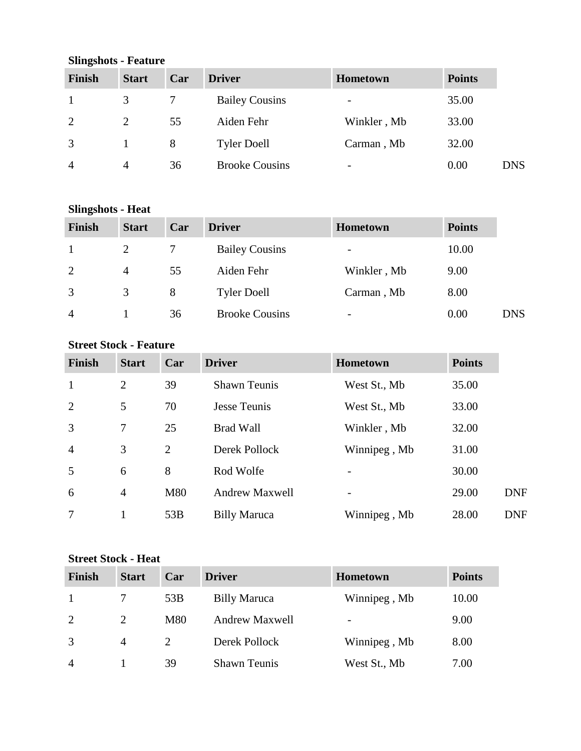**Slingshots - Feature**

| Finish | Start | Car | Driver | Hometown | Points | |
|---|---|---|---|---|---|---|
| 1 | 3 | 7 | Bailey Cousins | - | 35.00 | |
| 2 | 2 | 55 | Aiden Fehr | Winkler , Mb | 33.00 | |
| 3 | 1 | 8 | Tyler Doell | Carman , Mb | 32.00 | |
| 4 | 4 | 36 | Brooke Cousins | - | 0.00 | DNS |

**Slingshots - Heat**

| Finish | Start | Car | Driver | Hometown | Points | |
|---|---|---|---|---|---|---|
| 1 | 2 | 7 | Bailey Cousins | - | 10.00 | |
| 2 | 4 | 55 | Aiden Fehr | Winkler , Mb | 9.00 | |
| 3 | 3 | 8 | Tyler Doell | Carman , Mb | 8.00 | |
| 4 | 1 | 36 | Brooke Cousins | - | 0.00 | DNS |

**Street Stock - Feature**

| Finish | Start | Car | Driver | Hometown | Points | |
|---|---|---|---|---|---|---|
| 1 | 2 | 39 | Shawn Teunis | West St., Mb | 35.00 | |
| 2 | 5 | 70 | Jesse Teunis | West St., Mb | 33.00 | |
| 3 | 7 | 25 | Brad Wall | Winkler , Mb | 32.00 | |
| 4 | 3 | 2 | Derek Pollock | Winnipeg , Mb | 31.00 | |
| 5 | 6 | 8 | Rod Wolfe | - | 30.00 | |
| 6 | 4 | M80 | Andrew Maxwell | - | 29.00 | DNF |
| 7 | 1 | 53B | Billy Maruca | Winnipeg , Mb | 28.00 | DNF |

**Street Stock - Heat**

| Finish | Start | Car | Driver | Hometown | Points |
|---|---|---|---|---|---|
| 1 | 7 | 53B | Billy Maruca | Winnipeg , Mb | 10.00 |
| 2 | 2 | M80 | Andrew Maxwell | - | 9.00 |
| 3 | 4 | 2 | Derek Pollock | Winnipeg , Mb | 8.00 |
| 4 | 1 | 39 | Shawn Teunis | West St., Mb | 7.00 |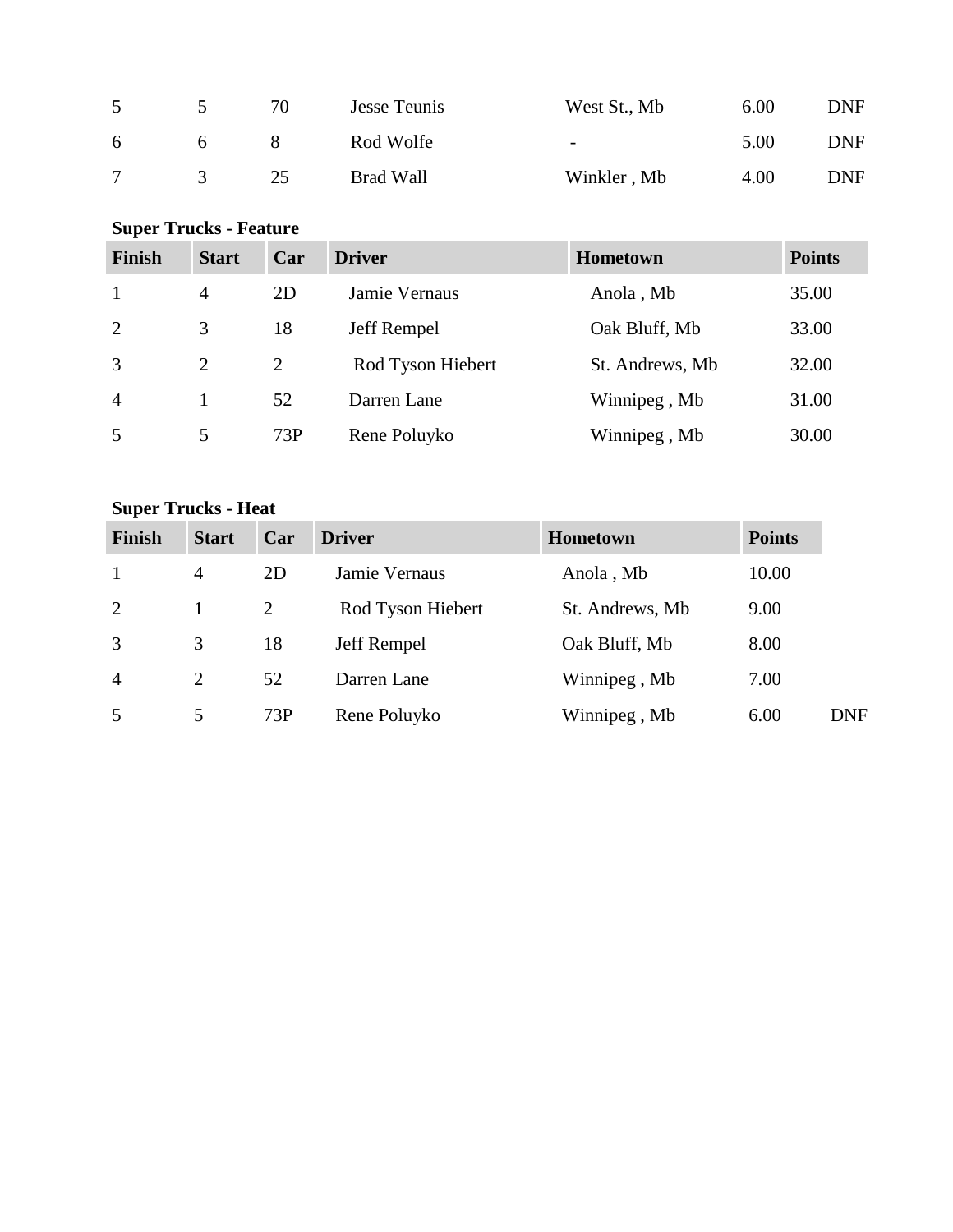| | | | | | | |
|---|---|---|---|---|---|---|
| 5 | 5 | 70 | Jesse Teunis | West St., Mb | 6.00 | DNF |
| 6 | 6 | 8 | Rod Wolfe | - | 5.00 | DNF |
| 7 | 3 | 25 | Brad Wall | Winkler , Mb | 4.00 | DNF |

**Super Trucks - Feature**

| Finish | Start | Car | Driver | Hometown | Points |
|---|---|---|---|---|---|
| 1 | 4 | 2D | Jamie Vernaus | Anola , Mb | 35.00 |
| 2 | 3 | 18 | Jeff Rempel | Oak Bluff, Mb | 33.00 |
| 3 | 2 | 2 | Rod Tyson Hiebert | St. Andrews, Mb | 32.00 |
| 4 | 1 | 52 | Darren Lane | Winnipeg , Mb | 31.00 |
| 5 | 5 | 73P | Rene Poluyko | Winnipeg , Mb | 30.00 |

**Super Trucks - Heat**

| Finish | Start | Car | Driver | Hometown | Points | |
|---|---|---|---|---|---|---|
| 1 | 4 | 2D | Jamie Vernaus | Anola , Mb | 10.00 | |
| 2 | 1 | 2 | Rod Tyson Hiebert | St. Andrews, Mb | 9.00 | |
| 3 | 3 | 18 | Jeff Rempel | Oak Bluff, Mb | 8.00 | |
| 4 | 2 | 52 | Darren Lane | Winnipeg , Mb | 7.00 | |
| 5 | 5 | 73P | Rene Poluyko | Winnipeg , Mb | 6.00 | DNF |